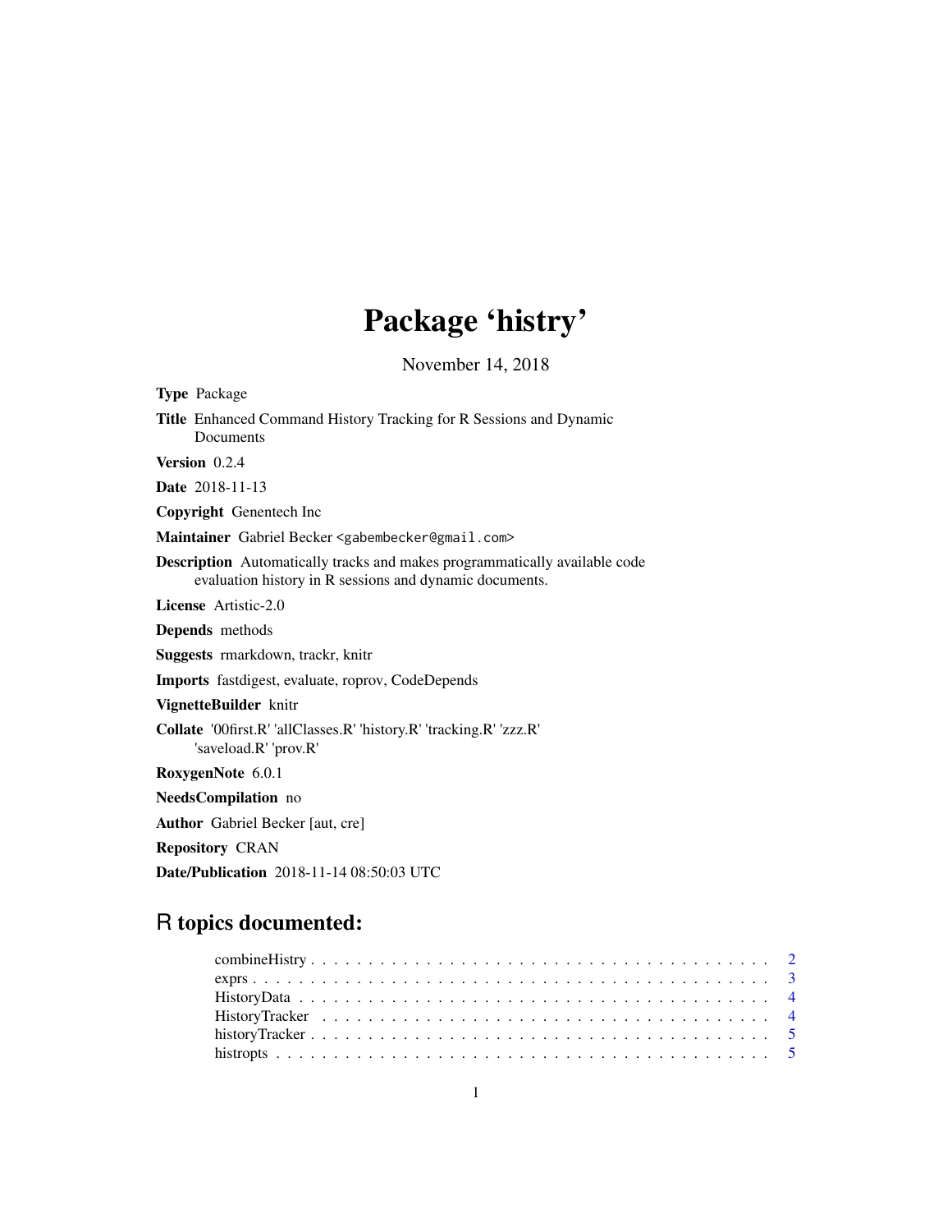# Package 'histry'

November 14, 2018

**Type** Package

**Title** Enhanced Command History Tracking for R Sessions and Dynamic Documents

**Version** 0.2.4

**Date** 2018-11-13

**Copyright** Genentech Inc

**Maintainer** Gabriel Becker <gabembecker@gmail.com>

**Description** Automatically tracks and makes programmatically available code evaluation history in R sessions and dynamic documents.

**License** Artistic-2.0

**Depends** methods

**Suggests** rmarkdown, trackr, knitr

**Imports** fastdigest, evaluate, roprov, CodeDepends

**VignetteBuilder** knitr

**Collate** '00first.R' 'allClasses.R' 'history.R' 'tracking.R' 'zzz.R' 'saveload.R' 'prov.R'

**RoxygenNote** 6.0.1

**NeedsCompilation** no

**Author** Gabriel Becker [aut, cre]

**Repository** CRAN

**Date/Publication** 2018-11-14 08:50:03 UTC

## R topics documented:

combineHistry . . . . . . . . . . . . . . . . . . . . . . . . . . . . . . . . . . . . . . . . 2
exprs . . . . . . . . . . . . . . . . . . . . . . . . . . . . . . . . . . . . . . . . . . . . 3
HistoryData . . . . . . . . . . . . . . . . . . . . . . . . . . . . . . . . . . . . . . . . . 4
HistoryTracker . . . . . . . . . . . . . . . . . . . . . . . . . . . . . . . . . . . . . . . 4
historyTracker . . . . . . . . . . . . . . . . . . . . . . . . . . . . . . . . . . . . . . . 5
histropts . . . . . . . . . . . . . . . . . . . . . . . . . . . . . . . . . . . . . . . . . . 5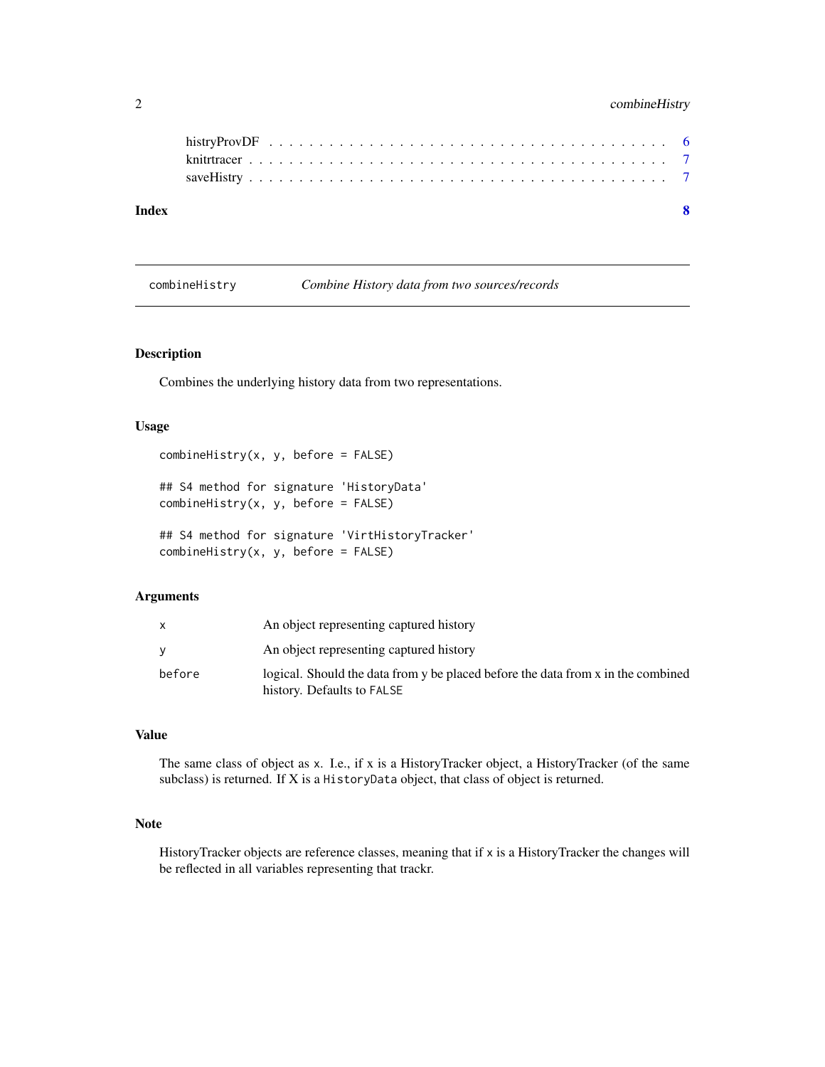histryProvDF . . . . . . . . . . . . . . . . . . . . . . . . . . . . . . . . . . . . 6
knitrtracer . . . . . . . . . . . . . . . . . . . . . . . . . . . . . . . . . . . . . 7
saveHistry . . . . . . . . . . . . . . . . . . . . . . . . . . . . . . . . . . . . . 7

**Index** **8**

---

## combineHistry — *Combine History data from two sources/records*

### Description

Combines the underlying history data from two representations.

### Usage

```
combineHistry(x, y, before = FALSE)

## S4 method for signature 'HistoryData'
combineHistry(x, y, before = FALSE)

## S4 method for signature 'VirtHistoryTracker'
combineHistry(x, y, before = FALSE)
```

### Arguments

| | |
|---|---|
| `x` | An object representing captured history |
| `y` | An object representing captured history |
| `before` | logical. Should the data from y be placed before the data from x in the combined history. Defaults to `FALSE` |

### Value

The same class of object as `x`. I.e., if `x` is a HistoryTracker object, a HistoryTracker (of the same subclass) is returned. If X is a `HistoryData` object, that class of object is returned.

### Note

HistoryTracker objects are reference classes, meaning that if `x` is a HistoryTracker the changes will be reflected in all variables representing that trackr.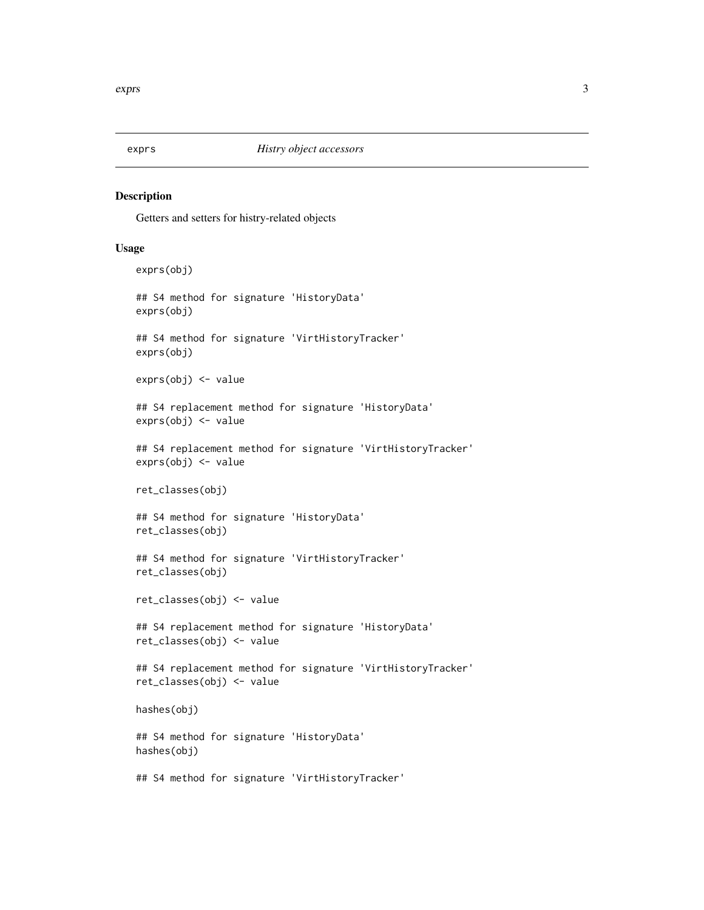exprs *Histry object accessors*

## Description

Getters and setters for histry-related objects

## Usage

```
exprs(obj)

## S4 method for signature 'HistoryData'
exprs(obj)

## S4 method for signature 'VirtHistoryTracker'
exprs(obj)

exprs(obj) <- value

## S4 replacement method for signature 'HistoryData'
exprs(obj) <- value

## S4 replacement method for signature 'VirtHistoryTracker'
exprs(obj) <- value

ret_classes(obj)

## S4 method for signature 'HistoryData'
ret_classes(obj)

## S4 method for signature 'VirtHistoryTracker'
ret_classes(obj)

ret_classes(obj) <- value

## S4 replacement method for signature 'HistoryData'
ret_classes(obj) <- value

## S4 replacement method for signature 'VirtHistoryTracker'
ret_classes(obj) <- value

hashes(obj)

## S4 method for signature 'HistoryData'
hashes(obj)

## S4 method for signature 'VirtHistoryTracker'
```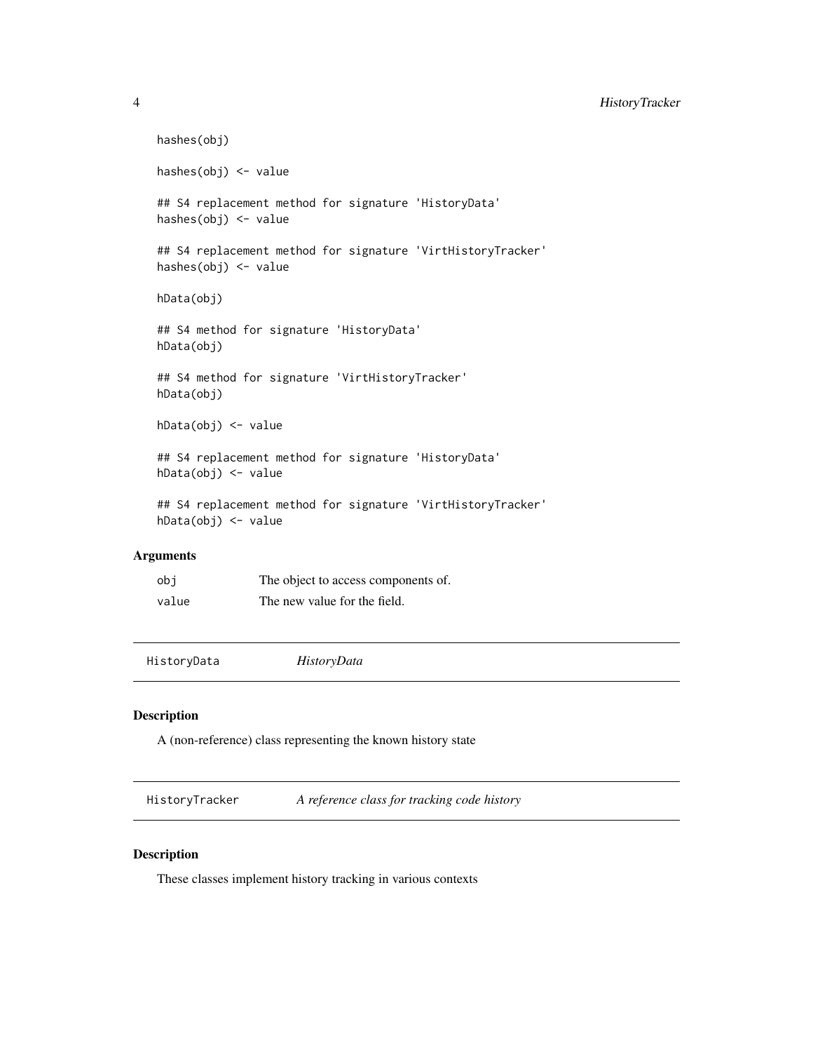```
hashes(obj)

hashes(obj) <- value

## S4 replacement method for signature 'HistoryData'
hashes(obj) <- value

## S4 replacement method for signature 'VirtHistoryTracker'
hashes(obj) <- value

hData(obj)

## S4 method for signature 'HistoryData'
hData(obj)

## S4 method for signature 'VirtHistoryTracker'
hData(obj)

hData(obj) <- value

## S4 replacement method for signature 'HistoryData'
hData(obj) <- value

## S4 replacement method for signature 'VirtHistoryTracker'
hData(obj) <- value
```

### Arguments

| | |
|---|---|
| `obj` | The object to access components of. |
| `value` | The new value for the field. |

---

## `HistoryData` *HistoryData*

---

### Description

A (non-reference) class representing the known history state

---

## `HistoryTracker` *A reference class for tracking code history*

---

### Description

These classes implement history tracking in various contexts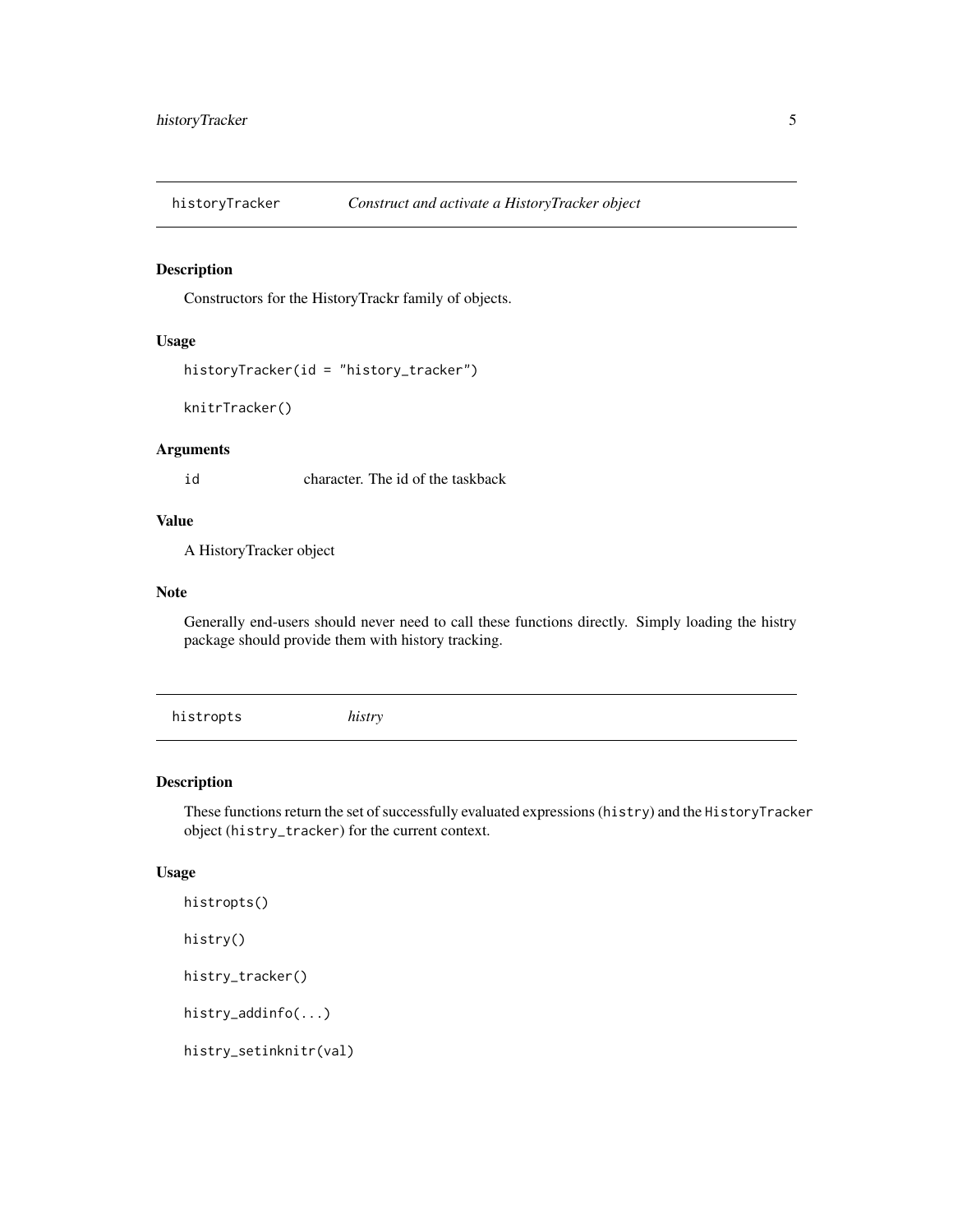## historyTracker — *Construct and activate a HistoryTracker object*

### Description

Constructors for the HistoryTrackr family of objects.

### Usage

```
historyTracker(id = "history_tracker")

knitrTracker()
```

### Arguments

| | |
|---|---|
| `id` | character. The id of the taskback |

### Value

A HistoryTracker object

### Note

Generally end-users should never need to call these functions directly. Simply loading the histry package should provide them with history tracking.

## histropts — *histry*

### Description

These functions return the set of successfully evaluated expressions (`histry`) and the `HistoryTracker` object (`histry_tracker`) for the current context.

### Usage

```
histropts()

histry()

histry_tracker()

histry_addinfo(...)

histry_setinknitr(val)
```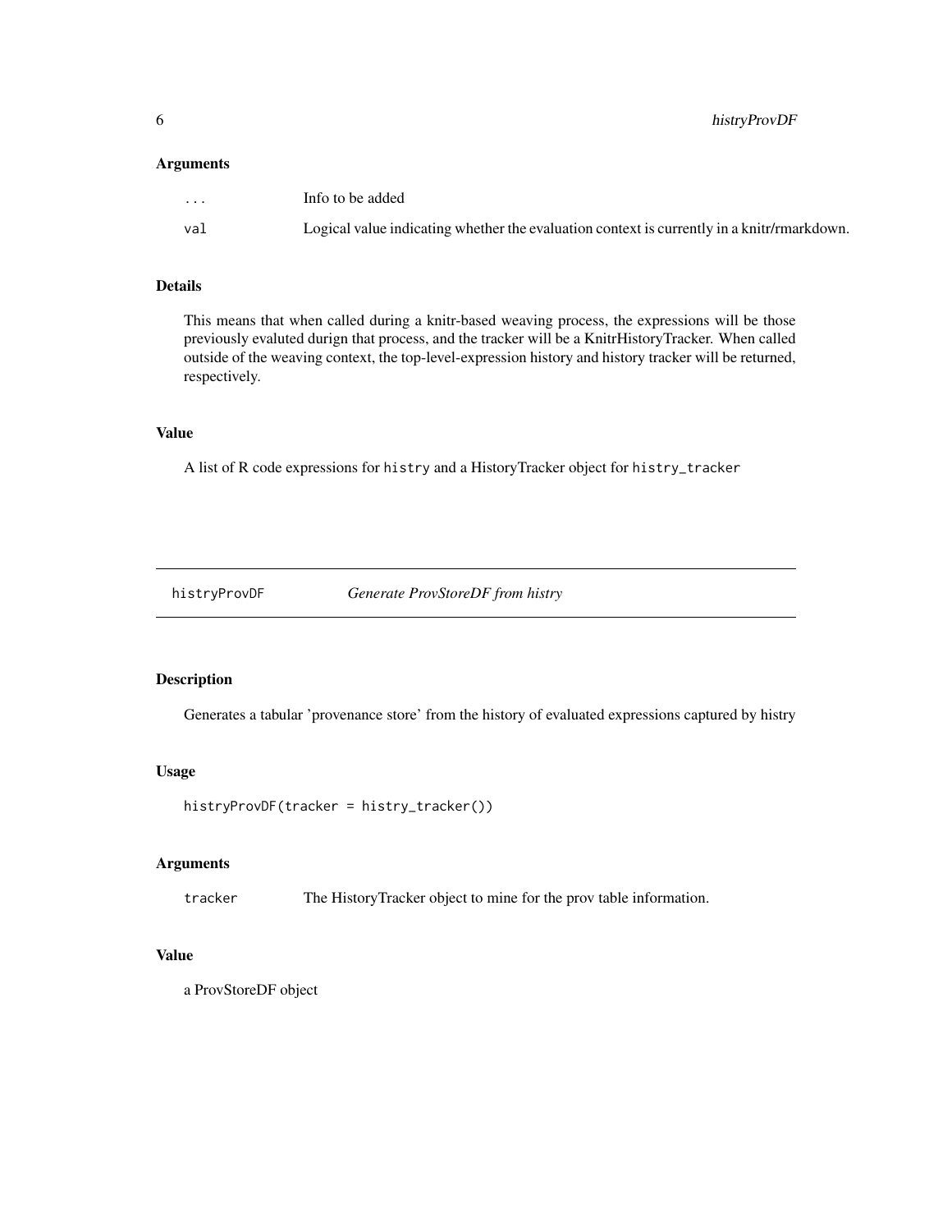### Arguments

| | |
|---|---|
| `...` | Info to be added |
| `val` | Logical value indicating whether the evaluation context is currently in a knitr/rmarkdown. |

### Details

This means that when called during a knitr-based weaving process, the expressions will be those previously evaluted durign that process, and the tracker will be a KnitrHistoryTracker. When called outside of the weaving context, the top-level-expression history and history tracker will be returned, respectively.

### Value

A list of R code expressions for `histry` and a HistoryTracker object for `histry_tracker`

---

## histryProvDF — *Generate ProvStoreDF from histry*

---

### Description

Generates a tabular 'provenance store' from the history of evaluated expressions captured by histry

### Usage

```
histryProvDF(tracker = histry_tracker())
```

### Arguments

| | |
|---|---|
| `tracker` | The HistoryTracker object to mine for the prov table information. |

### Value

a ProvStoreDF object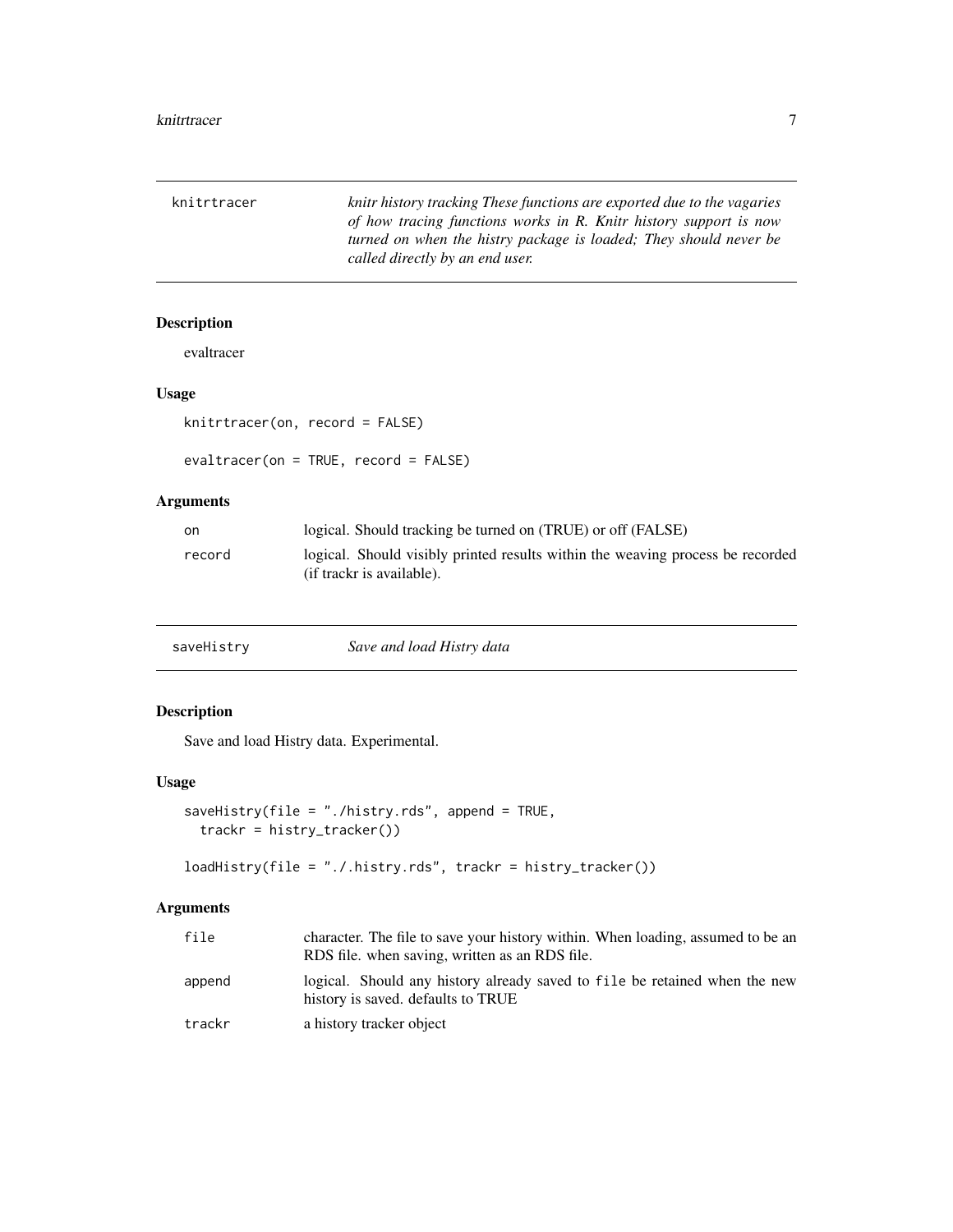## knitrtracer

*knitr history tracking These functions are exported due to the vagaries of how tracing functions works in R. Knitr history support is now turned on when the histry package is loaded; They should never be called directly by an end user.*

### Description

evaltracer

### Usage

```
knitrtracer(on, record = FALSE)

evaltracer(on = TRUE, record = FALSE)
```

### Arguments

| | |
|---|---|
| on | logical. Should tracking be turned on (TRUE) or off (FALSE) |
| record | logical. Should visibly printed results within the weaving process be recorded (if trackr is available). |

## saveHistry

*Save and load Histry data*

### Description

Save and load Histry data. Experimental.

### Usage

```
saveHistry(file = "./histry.rds", append = TRUE,
  trackr = histry_tracker())

loadHistry(file = "./.histry.rds", trackr = histry_tracker())
```

### Arguments

| | |
|---|---|
| file | character. The file to save your history within. When loading, assumed to be an RDS file. when saving, written as an RDS file. |
| append | logical. Should any history already saved to file be retained when the new history is saved. defaults to TRUE |
| trackr | a history tracker object |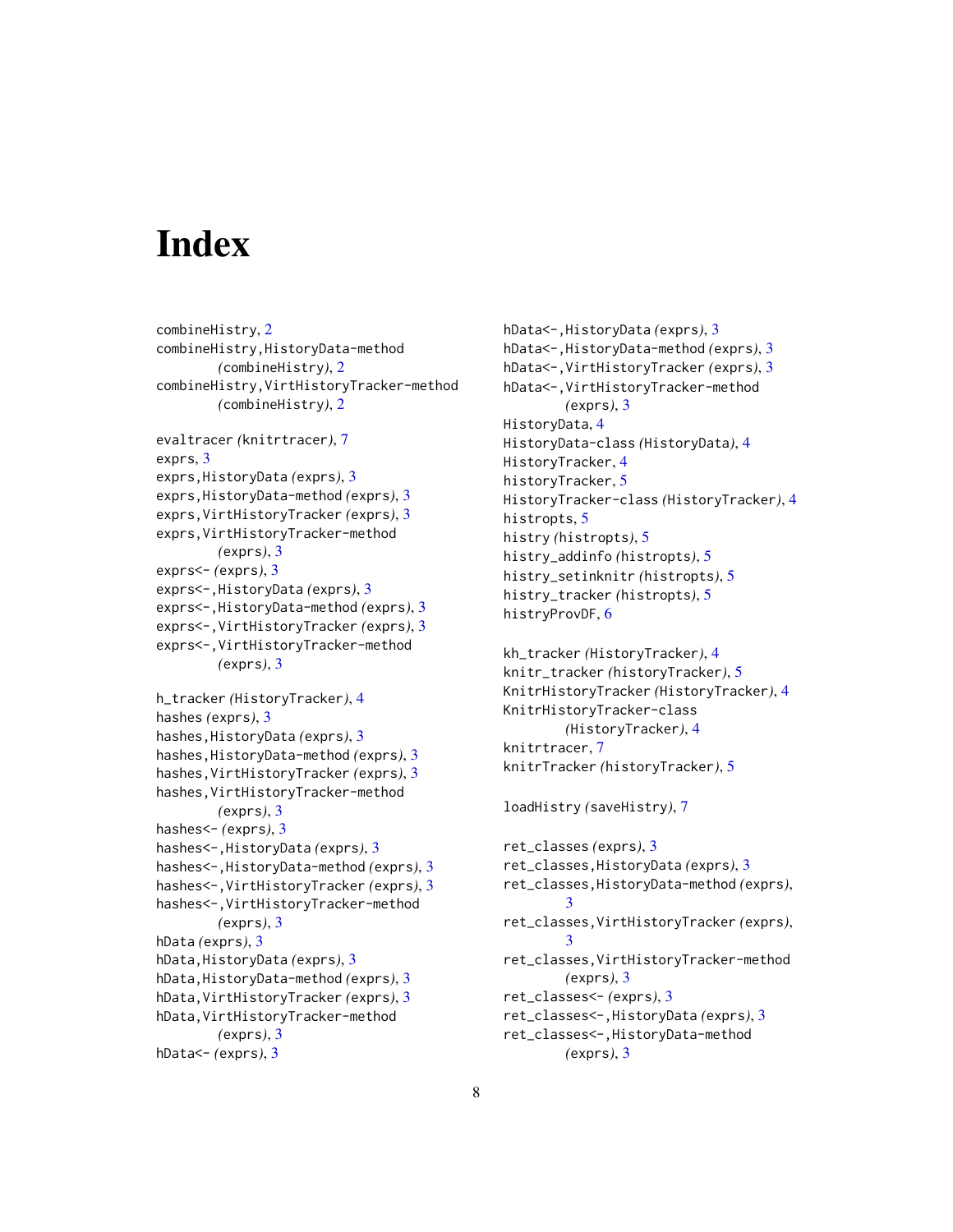# Index

combineHistry, 2
combineHistry,HistoryData-method (combineHistry), 2
combineHistry,VirtHistoryTracker-method (combineHistry), 2

evaltracer (knitrtracer), 7
exprs, 3
exprs,HistoryData (exprs), 3
exprs,HistoryData-method (exprs), 3
exprs,VirtHistoryTracker (exprs), 3
exprs,VirtHistoryTracker-method (exprs), 3
exprs<- (exprs), 3
exprs<-,HistoryData (exprs), 3
exprs<-,HistoryData-method (exprs), 3
exprs<-,VirtHistoryTracker (exprs), 3
exprs<-,VirtHistoryTracker-method (exprs), 3

h_tracker (HistoryTracker), 4
hashes (exprs), 3
hashes,HistoryData (exprs), 3
hashes,HistoryData-method (exprs), 3
hashes,VirtHistoryTracker (exprs), 3
hashes,VirtHistoryTracker-method (exprs), 3
hashes<- (exprs), 3
hashes<-,HistoryData (exprs), 3
hashes<-,HistoryData-method (exprs), 3
hashes<-,VirtHistoryTracker (exprs), 3
hashes<-,VirtHistoryTracker-method (exprs), 3
hData (exprs), 3
hData,HistoryData (exprs), 3
hData,HistoryData-method (exprs), 3
hData,VirtHistoryTracker (exprs), 3
hData,VirtHistoryTracker-method (exprs), 3
hData<- (exprs), 3
hData<-,HistoryData (exprs), 3
hData<-,HistoryData-method (exprs), 3
hData<-,VirtHistoryTracker (exprs), 3
hData<-,VirtHistoryTracker-method (exprs), 3
HistoryData, 4
HistoryData-class (HistoryData), 4
HistoryTracker, 4
historyTracker, 5
HistoryTracker-class (HistoryTracker), 4
histropts, 5
histry (histropts), 5
histry_addinfo (histropts), 5
histry_setinknitr (histropts), 5
histry_tracker (histropts), 5
histryProvDF, 6

kh_tracker (HistoryTracker), 4
knitr_tracker (historyTracker), 5
KnitrHistoryTracker (HistoryTracker), 4
KnitrHistoryTracker-class (HistoryTracker), 4
knitrtracer, 7
knitrTracker (historyTracker), 5

loadHistry (saveHistry), 7

ret_classes (exprs), 3
ret_classes,HistoryData (exprs), 3
ret_classes,HistoryData-method (exprs), 3
ret_classes,VirtHistoryTracker (exprs), 3
ret_classes,VirtHistoryTracker-method (exprs), 3
ret_classes<- (exprs), 3
ret_classes<-,HistoryData (exprs), 3
ret_classes<-,HistoryData-method (exprs), 3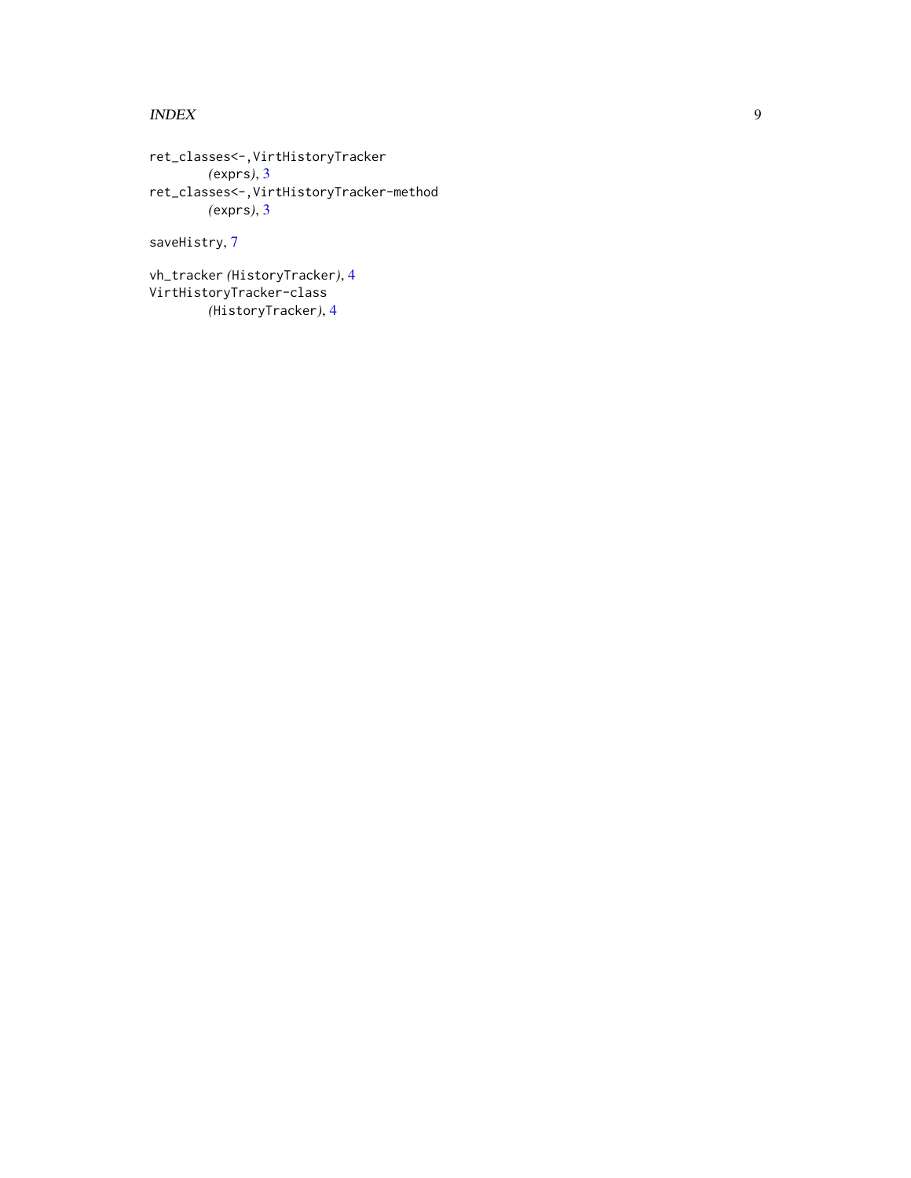ret_classes<-,VirtHistoryTracker
        *(*exprs*)*, 3
ret_classes<-,VirtHistoryTracker-method
        *(*exprs*)*, 3

saveHistry, 7

vh_tracker *(*HistoryTracker*)*, 4
VirtHistoryTracker-class
        *(*HistoryTracker*)*, 4